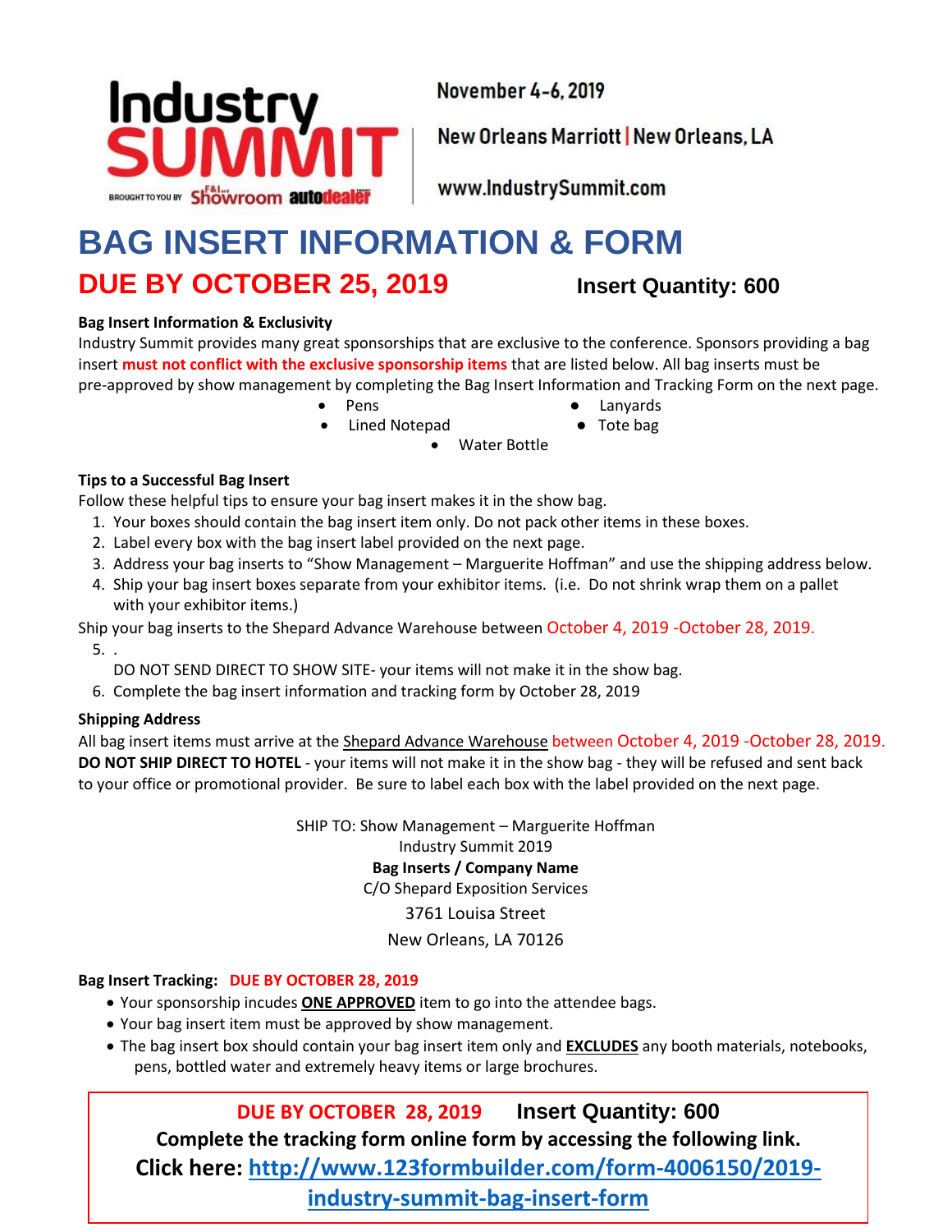Industry SUMMIT

BROUGHT TO YOU BY F&I and Showroom autodealer

November 4-6, 2019

New Orleans Marriott | New Orleans, LA

www.IndustrySummit.com

# BAG INSERT INFORMATION & FORM

## DUE BY OCTOBER 25, 2019 **Insert Quantity: 600**

**Bag Insert Information & Exclusivity**

Industry Summit provides many great sponsorships that are exclusive to the conference. Sponsors providing a bag insert **must not conflict with the exclusive sponsorship items** that are listed below. All bag inserts must be pre-approved by show management by completing the Bag Insert Information and Tracking Form on the next page.

- Pens
- Lanyards
- Lined Notepad
- Tote bag
- Water Bottle

**Tips to a Successful Bag Insert**

Follow these helpful tips to ensure your bag insert makes it in the show bag.

1. Your boxes should contain the bag insert item only. Do not pack other items in these boxes.
2. Label every box with the bag insert label provided on the next page.
3. Address your bag inserts to "Show Management – Marguerite Hoffman" and use the shipping address below.
4. Ship your bag insert boxes separate from your exhibitor items. (i.e. Do not shrink wrap them on a pallet with your exhibitor items.)

Ship your bag inserts to the Shepard Advance Warehouse between October 4, 2019 -October 28, 2019.

5. .
   DO NOT SEND DIRECT TO SHOW SITE- your items will not make it in the show bag.
6. Complete the bag insert information and tracking form by October 28, 2019

**Shipping Address**

All bag insert items must arrive at the Shepard Advance Warehouse between October 4, 2019 -October 28, 2019. **DO NOT SHIP DIRECT TO HOTEL** - your items will not make it in the show bag - they will be refused and sent back to your office or promotional provider. Be sure to label each box with the label provided on the next page.

SHIP TO: Show Management – Marguerite Hoffman
Industry Summit 2019
**Bag Inserts / Company Name**
C/O Shepard Exposition Services
3761 Louisa Street
New Orleans, LA 70126

**Bag Insert Tracking:** **DUE BY OCTOBER 28, 2019**

- Your sponsorship incudes **ONE APPROVED** item to go into the attendee bags.
- Your bag insert item must be approved by show management.
- The bag insert box should contain your bag insert item only and **EXCLUDES** any booth materials, notebooks, pens, bottled water and extremely heavy items or large brochures.

**DUE BY OCTOBER 28, 2019** **Insert Quantity: 600**

**Complete the tracking form online form by accessing the following link.**

**Click here: http://www.123formbuilder.com/form-4006150/2019-industry-summit-bag-insert-form**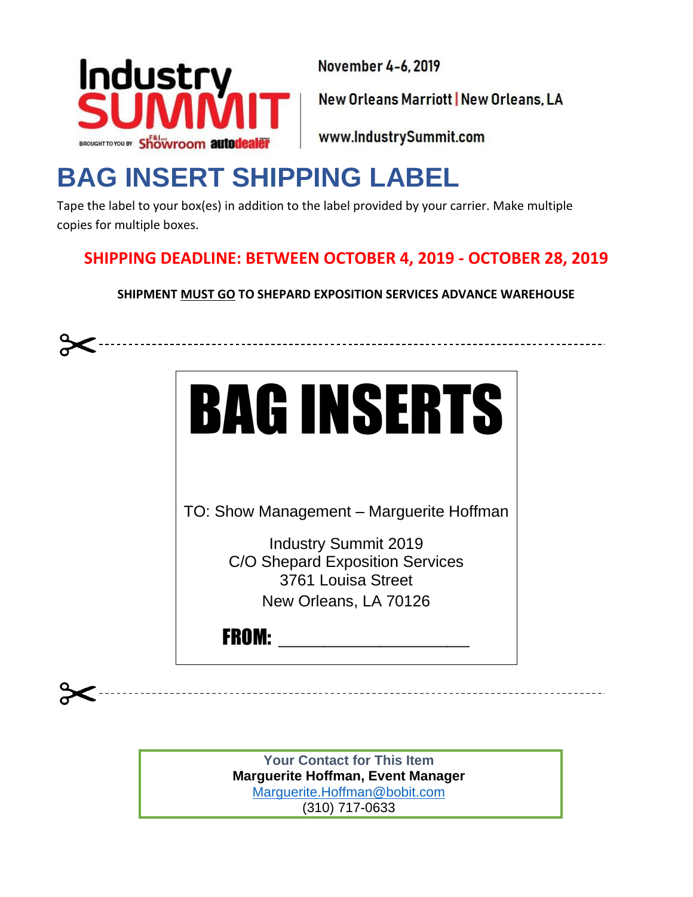Industry SUMMIT

BROUGHT TO YOU BY F&I and Showroom autodealer TODAY

November 4-6, 2019

New Orleans Marriott | New Orleans, LA

www.IndustrySummit.com

# BAG INSERT SHIPPING LABEL

Tape the label to your box(es) in addition to the label provided by your carrier. Make multiple copies for multiple boxes.

**SHIPPING DEADLINE: BETWEEN OCTOBER 4, 2019 - OCTOBER 28, 2019**

**SHIPMENT MUST GO TO SHEPARD EXPOSITION SERVICES ADVANCE WAREHOUSE**

---

# BAG INSERTS

TO: Show Management – Marguerite Hoffman

Industry Summit 2019
C/O Shepard Exposition Services
3761 Louisa Street
New Orleans, LA 70126

**FROM:** ____________________

---

**Your Contact for This Item**
**Marguerite Hoffman, Event Manager**
Marguerite.Hoffman@bobit.com
(310) 717-0633